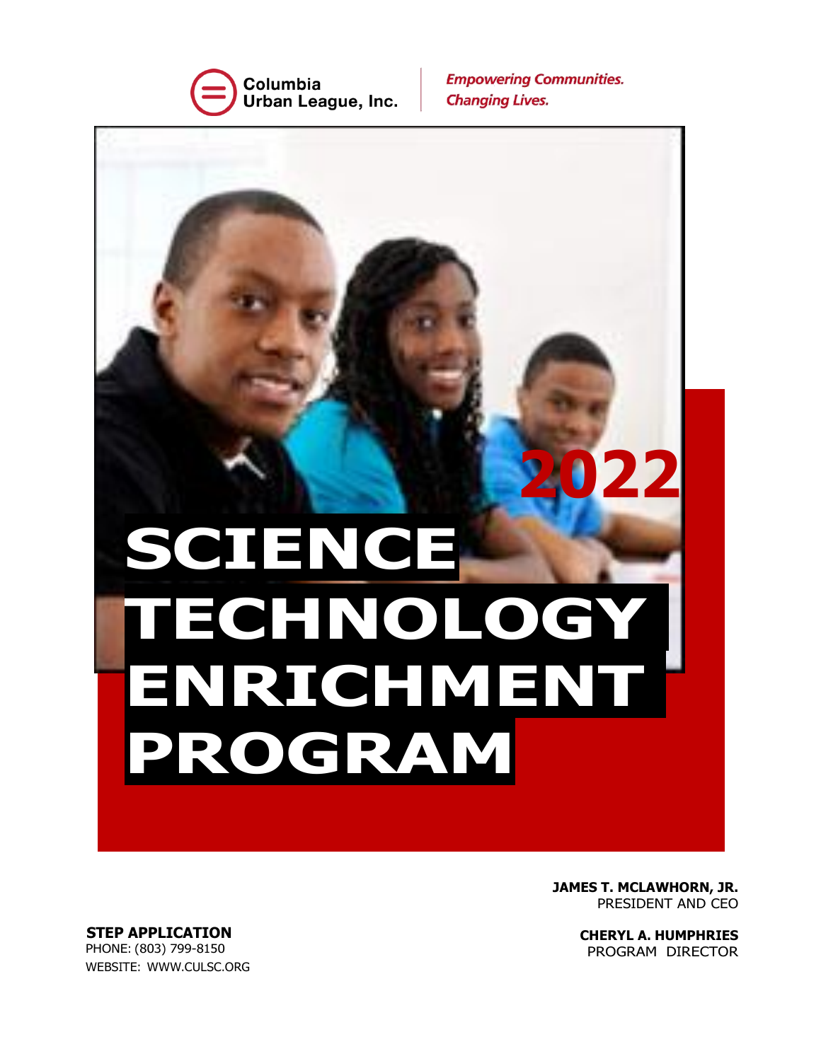Columbia Urban League, Inc.

*Empowering Communities.*
*Changing Lives.*

# 2022

# SCIENCE TECHNOLOGY ENRICHMENT PROGRAM

**JAMES T. MCLAWHORN, JR.**
PRESIDENT AND CEO

**CHERYL A. HUMPHRIES**
PROGRAM DIRECTOR

**STEP APPLICATION**
PHONE: (803) 799-8150
WEBSITE: WWW.CULSC.ORG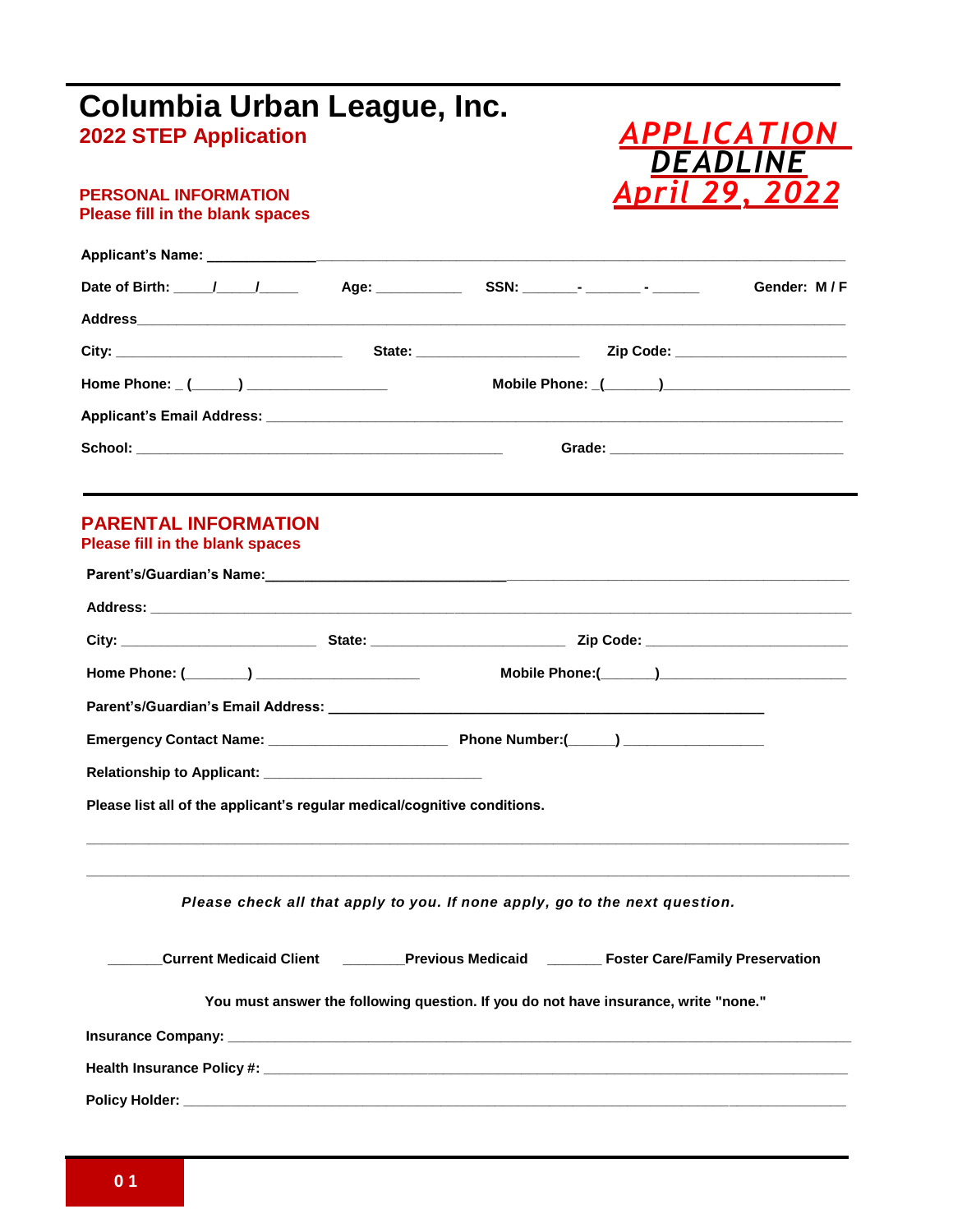# Columbia Urban League, Inc.

## 2022 STEP Application

***APPLICATION DEADLINE April 29, 2022***

**PERSONAL INFORMATION**
**Please fill in the blank spaces**

**Applicant's Name:** ___________________________________________________________________________

**Date of Birth:** _____/_____/_____ **Age:** ___________ **SSN:** _______- _______ - ______ **Gender: M / F**

**Address**___________________________________________________________________________

**City:** ______________________________ **State:** ____________________ **Zip Code:** _____________________

**Home Phone:** _ (______) __________________ **Mobile Phone:** _(_______)_______________________

**Applicant's Email Address:** ___________________________________________________________________________

**School:** _____________________________________________ **Grade:** _____________________________

**PARENTAL INFORMATION**
**Please fill in the blank spaces**

**Parent's/Guardian's Name:**___________________________________________________________________________

**Address:** ___________________________________________________________________________

**City:** _________________________ **State:** _________________________ **Zip Code:** _________________________

**Home Phone:** (________) ____________________ **Mobile Phone:**(_______)_______________________

**Parent's/Guardian's Email Address:** ______________________________________________________

**Emergency Contact Name:** ______________________ **Phone Number:**(______) _________________

**Relationship to Applicant:** ___________________________

**Please list all of the applicant's regular medical/cognitive conditions.**

___________________________________________________________________________

___________________________________________________________________________

***Please check all that apply to you. If none apply, go to the next question.***

_______**Current Medicaid Client** ________**Previous Medicaid** _______ **Foster Care/Family Preservation**

**You must answer the following question. If you do not have insurance, write "none."**

**Insurance Company:** ___________________________________________________________________________

**Health Insurance Policy #:** ___________________________________________________________________________

**Policy Holder:** ___________________________________________________________________________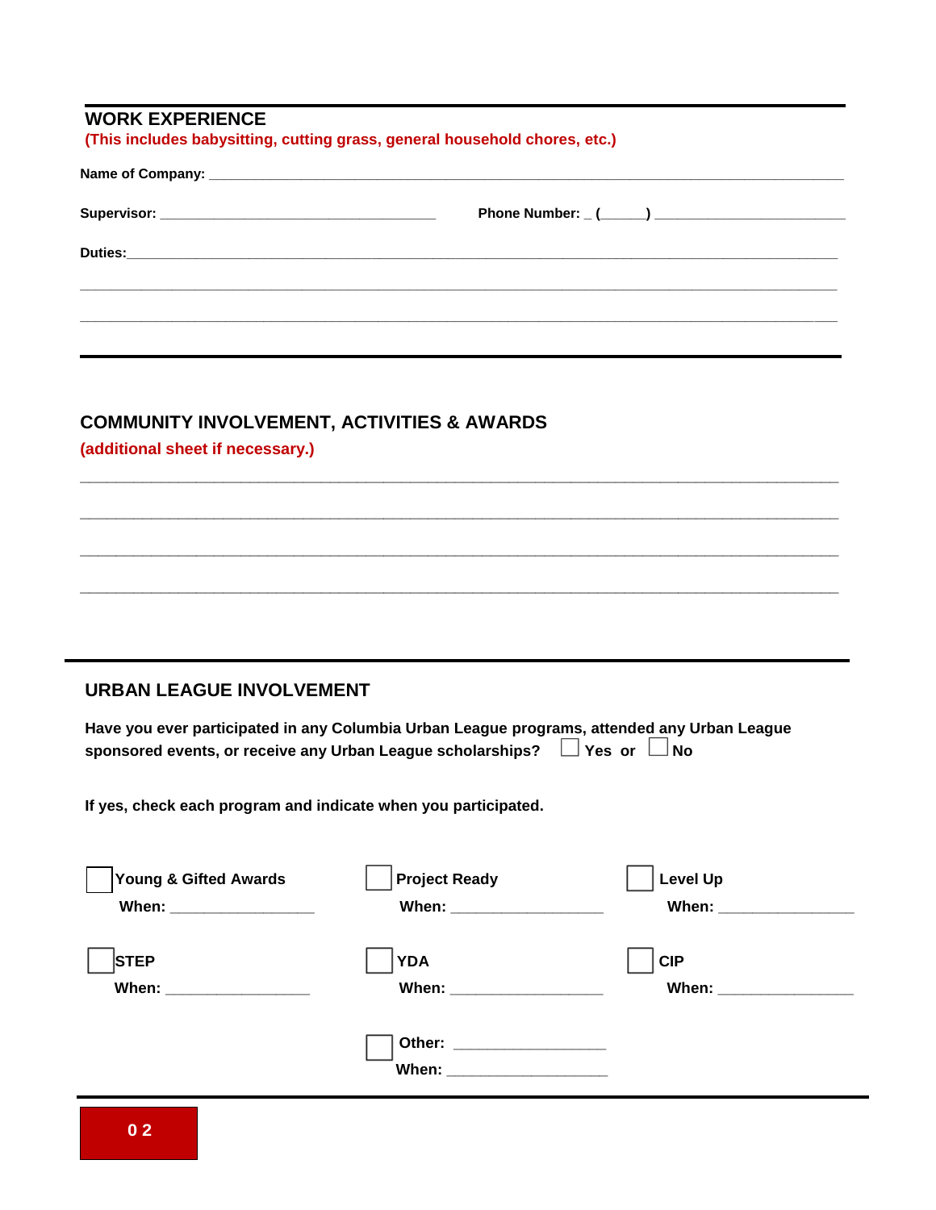## WORK EXPERIENCE

**(This includes babysitting, cutting grass, general household chores, etc.)**

**Name of Company:** ______________________________________________________________________________

**Supervisor:** ___________________________________ **Phone Number:** _ (______) ________________________

**Duties:**________________________________________________________________________________________

___________________________________________________________________________________________________

___________________________________________________________________________________________________

## COMMUNITY INVOLVEMENT, ACTIVITIES & AWARDS

**(additional sheet if necessary.)**

___________________________________________________________________________________________________

___________________________________________________________________________________________________

___________________________________________________________________________________________________

___________________________________________________________________________________________________

## URBAN LEAGUE INVOLVEMENT

**Have you ever participated in any Columbia Urban League programs, attended any Urban League sponsored events, or receive any Urban League scholarships?** ☐ **Yes or** ☐ **No**

**If yes, check each program and indicate when you participated.**

☐ **Young & Gifted Awards**
**When:** __________________

☐ **Project Ready**
**When:** ___________________

☐ **Level Up**
**When:** _________________

☐ **STEP**
**When:** __________________

☐ **YDA**
**When:** ___________________

☐ **CIP**
**When:** _________________

☐ **Other:** ___________________
**When:** ____________________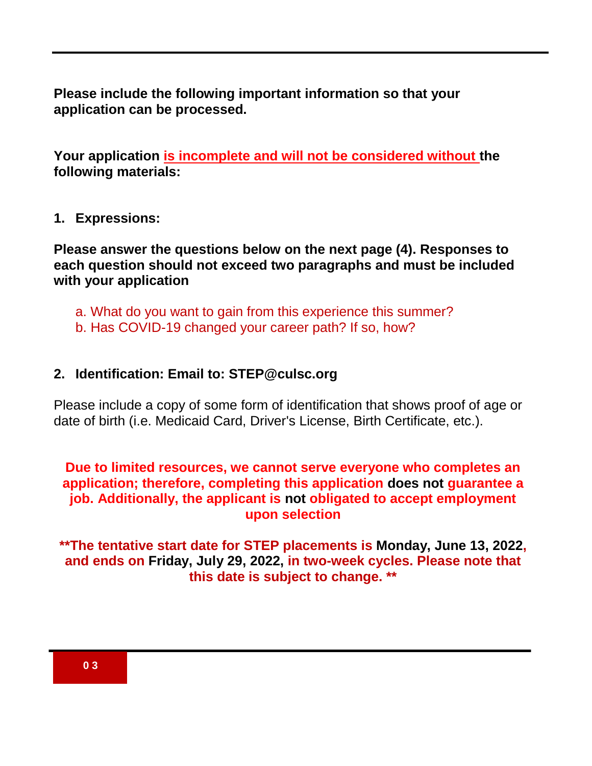**Please include the following important information so that your application can be processed.**

**Your application <u>is incomplete and will not be considered without</u> the following materials:**

1. **Expressions:**

**Please answer the questions below on the next page (4). Responses to each question should not exceed two paragraphs and must be included with your application**

   a. What do you want to gain from this experience this summer?
   b. Has COVID-19 changed your career path? If so, how?

2. **Identification: Email to: STEP@culsc.org**

Please include a copy of some form of identification that shows proof of age or date of birth (i.e. Medicaid Card, Driver's License, Birth Certificate, etc.).

**Due to limited resources, we cannot serve everyone who completes an application; therefore, completing this application does not guarantee a job. Additionally, the applicant is not obligated to accept employment upon selection**

**\*\*The tentative start date for STEP placements is Monday, June 13, 2022, and ends on Friday, July 29, 2022, in two-week cycles. Please note that this date is subject to change. \*\***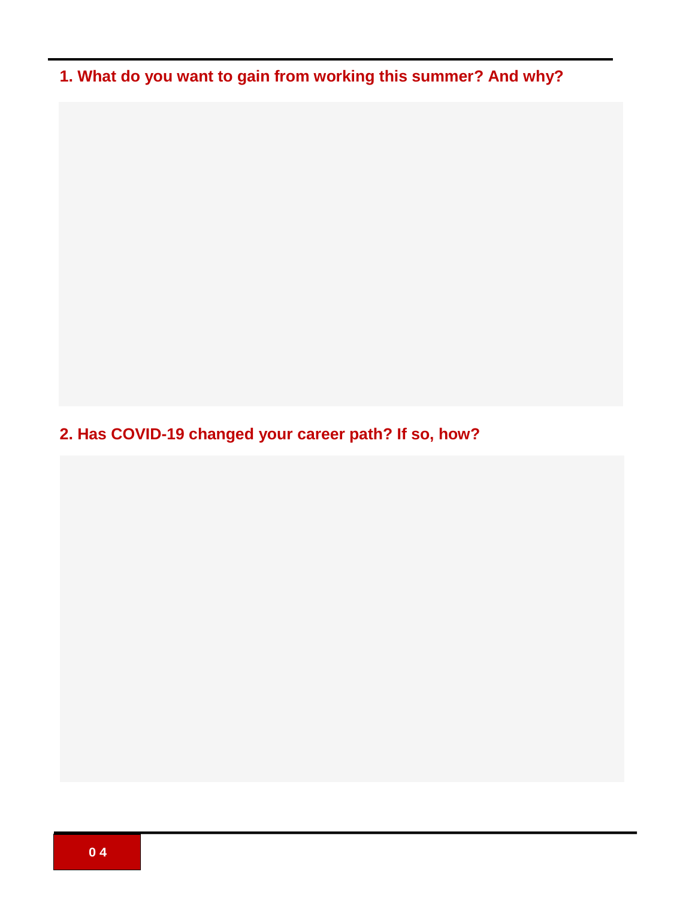**1. What do you want to gain from working this summer? And why?**

**2. Has COVID-19 changed your career path? If so, how?**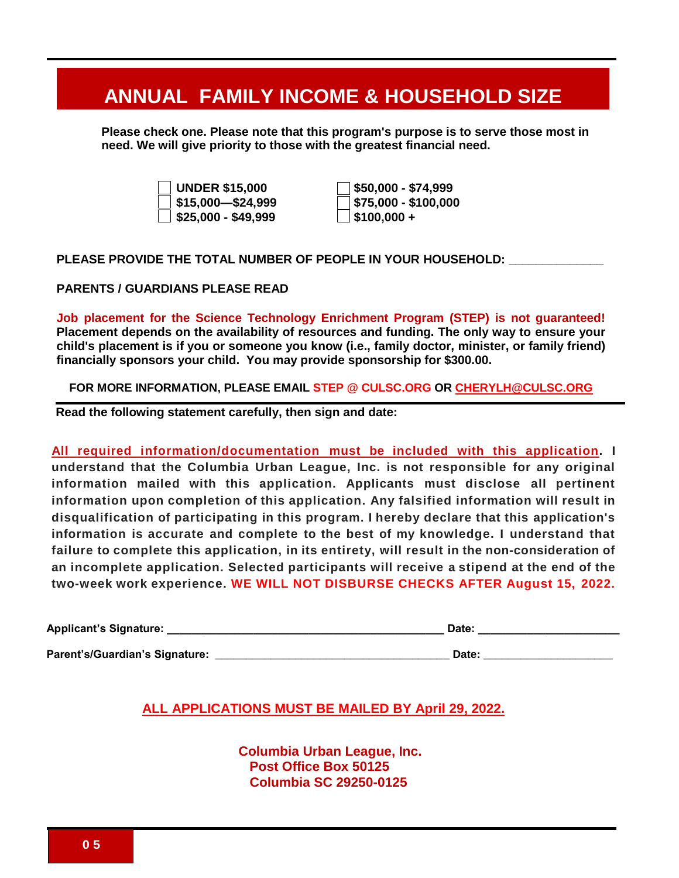# ANNUAL FAMILY INCOME & HOUSEHOLD SIZE

**Please check one. Please note that this program's purpose is to serve those most in need. We will give priority to those with the greatest financial need.**

- ☐ **UNDER $15,000**
- ☐ **$15,000—$24,999**
- ☐ **$25,000 - $49,999**
- ☐ **$50,000 - $74,999**
- ☐ **$75,000 - $100,000**
- ☐ **$100,000 +**

**PLEASE PROVIDE THE TOTAL NUMBER OF PEOPLE IN YOUR HOUSEHOLD: ______________**

**PARENTS / GUARDIANS PLEASE READ**

**Job placement for the Science Technology Enrichment Program (STEP) is not guaranteed! Placement depends on the availability of resources and funding. The only way to ensure your child's placement is if you or someone you know (i.e., family doctor, minister, or family friend) financially sponsors your child. You may provide sponsorship for $300.00.**

**FOR MORE INFORMATION, PLEASE EMAIL STEP @ CULSC.ORG OR CHERYLH@CULSC.ORG**

**Read the following statement carefully, then sign and date:**

**All required information/documentation must be included with this application. I understand that the Columbia Urban League, Inc. is not responsible for any original information mailed with this application. Applicants must disclose all pertinent information upon completion of this application. Any falsified information will result in disqualification of participating in this program. I hereby declare that this application's information is accurate and complete to the best of my knowledge. I understand that failure to complete this application, in its entirety, will result in the non-consideration of an incomplete application. Selected participants will receive a stipend at the end of the two-week work experience. WE WILL NOT DISBURSE CHECKS AFTER August 15, 2022.**

**Applicant's Signature:** ____________________________________________ **Date:** ______________________

**Parent's/Guardian's Signature:** ______________________________________ **Date:** ____________________

**ALL APPLICATIONS MUST BE MAILED BY April 29, 2022.**

**Columbia Urban League, Inc.**
**Post Office Box 50125**
**Columbia SC 29250-0125**